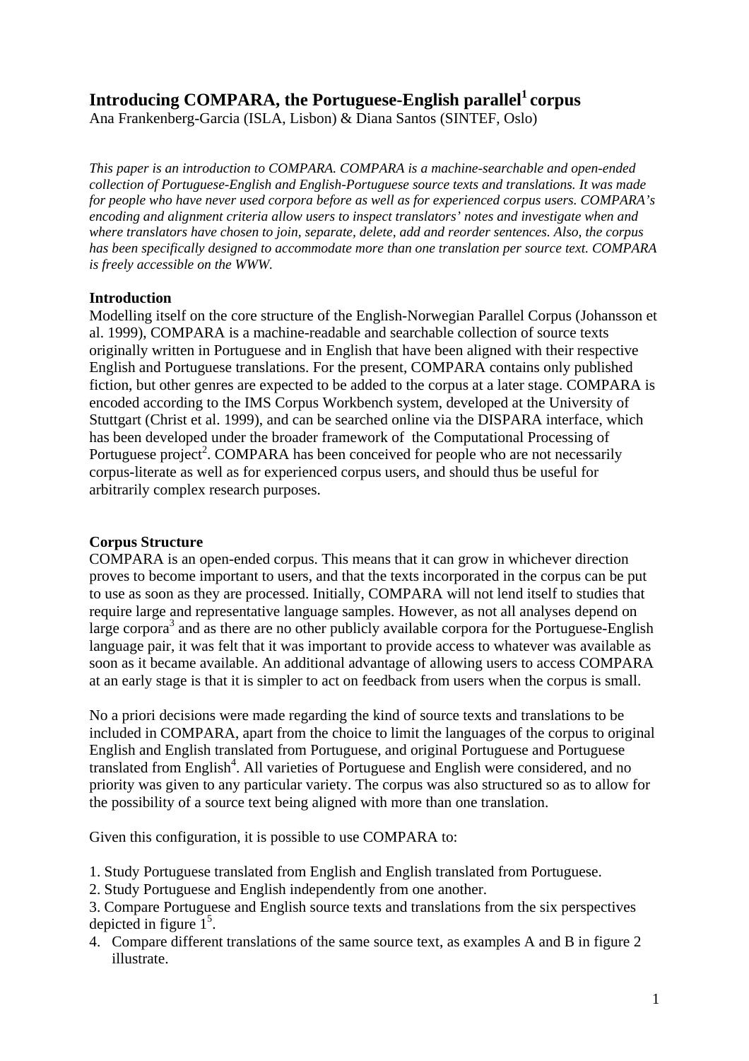# Introducing COMPARA, the Portuguese-English parallel[1] corpus

Ana Frankenberg-Garcia (ISLA, Lisbon) & Diana Santos (SINTEF, Oslo)

*This paper is an introduction to COMPARA. COMPARA is a machine-searchable and open-ended collection of Portuguese-English and English-Portuguese source texts and translations. It was made for people who have never used corpora before as well as for experienced corpus users. COMPARA's encoding and alignment criteria allow users to inspect translators' notes and investigate when and where translators have chosen to join, separate, delete, add and reorder sentences. Also, the corpus has been specifically designed to accommodate more than one translation per source text. COMPARA is freely accessible on the WWW.*

## Introduction

Modelling itself on the core structure of the English-Norwegian Parallel Corpus (Johansson et al. 1999), COMPARA is a machine-readable and searchable collection of source texts originally written in Portuguese and in English that have been aligned with their respective English and Portuguese translations. For the present, COMPARA contains only published fiction, but other genres are expected to be added to the corpus at a later stage. COMPARA is encoded according to the IMS Corpus Workbench system, developed at the University of Stuttgart (Christ et al. 1999), and can be searched online via the DISPARA interface, which has been developed under the broader framework of the Computational Processing of Portuguese project[2]. COMPARA has been conceived for people who are not necessarily corpus-literate as well as for experienced corpus users, and should thus be useful for arbitrarily complex research purposes.

## Corpus Structure

COMPARA is an open-ended corpus. This means that it can grow in whichever direction proves to become important to users, and that the texts incorporated in the corpus can be put to use as soon as they are processed. Initially, COMPARA will not lend itself to studies that require large and representative language samples. However, as not all analyses depend on large corpora[3] and as there are no other publicly available corpora for the Portuguese-English language pair, it was felt that it was important to provide access to whatever was available as soon as it became available. An additional advantage of allowing users to access COMPARA at an early stage is that it is simpler to act on feedback from users when the corpus is small.

No a priori decisions were made regarding the kind of source texts and translations to be included in COMPARA, apart from the choice to limit the languages of the corpus to original English and English translated from Portuguese, and original Portuguese and Portuguese translated from English[4]. All varieties of Portuguese and English were considered, and no priority was given to any particular variety. The corpus was also structured so as to allow for the possibility of a source text being aligned with more than one translation.

Given this configuration, it is possible to use COMPARA to:

1. Study Portuguese translated from English and English translated from Portuguese.
2. Study Portuguese and English independently from one another.
3. Compare Portuguese and English source texts and translations from the six perspectives depicted in figure 1[5].
4. Compare different translations of the same source text, as examples A and B in figure 2 illustrate.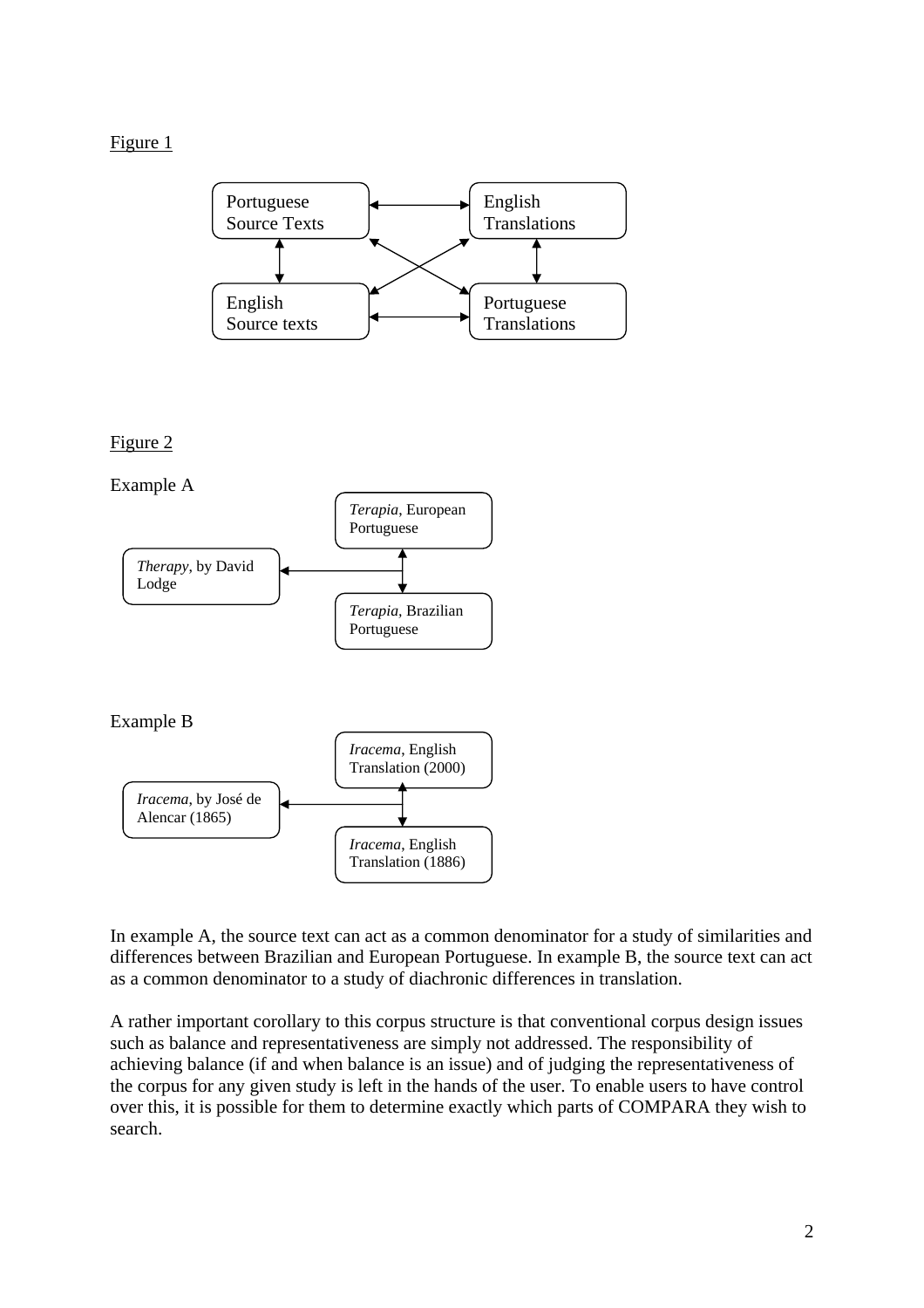Figure 1

Portuguese Source Texts

English Translations

English Source texts

Portuguese Translations

Figure 2

Example A

*Terapia*, European Portuguese

*Therapy*, by David Lodge

*Terapia*, Brazilian Portuguese

Example B

*Iracema*, English Translation (2000)

*Iracema*, by José de Alencar (1865)

*Iracema*, English Translation (1886)

In example A, the source text can act as a common denominator for a study of similarities and differences between Brazilian and European Portuguese. In example B, the source text can act as a common denominator to a study of diachronic differences in translation.

A rather important corollary to this corpus structure is that conventional corpus design issues such as balance and representativeness are simply not addressed. The responsibility of achieving balance (if and when balance is an issue) and of judging the representativeness of the corpus for any given study is left in the hands of the user. To enable users to have control over this, it is possible for them to determine exactly which parts of COMPARA they wish to search.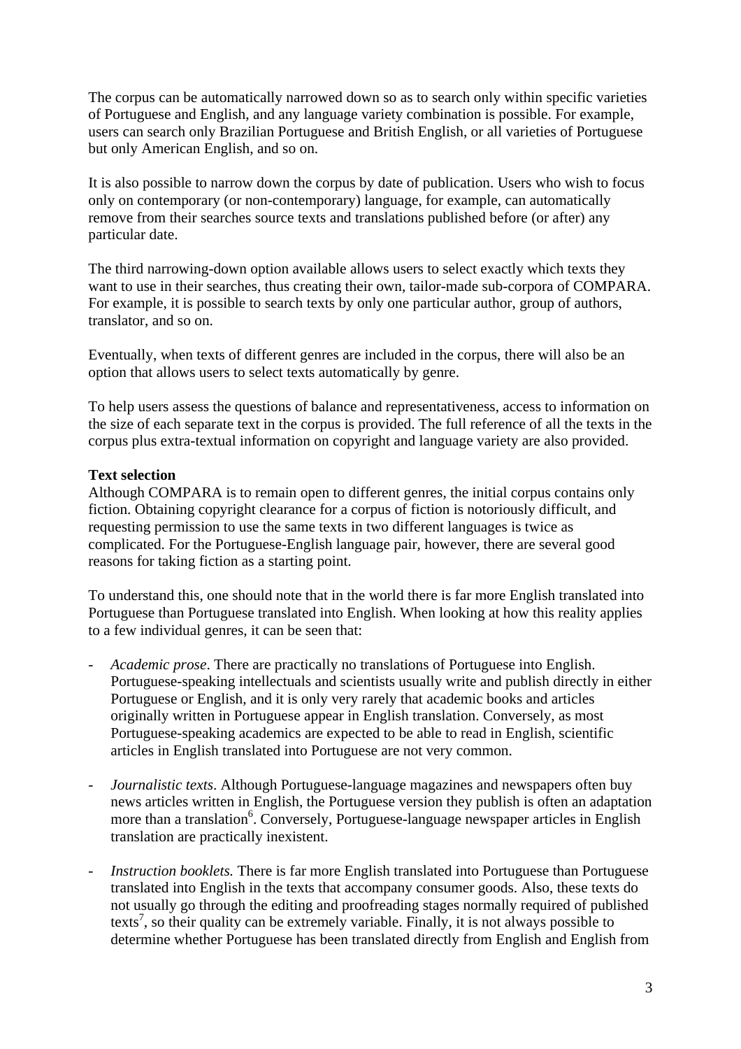The corpus can be automatically narrowed down so as to search only within specific varieties of Portuguese and English, and any language variety combination is possible. For example, users can search only Brazilian Portuguese and British English, or all varieties of Portuguese but only American English, and so on.

It is also possible to narrow down the corpus by date of publication. Users who wish to focus only on contemporary (or non-contemporary) language, for example, can automatically remove from their searches source texts and translations published before (or after) any particular date.

The third narrowing-down option available allows users to select exactly which texts they want to use in their searches, thus creating their own, tailor-made sub-corpora of COMPARA. For example, it is possible to search texts by only one particular author, group of authors, translator, and so on.

Eventually, when texts of different genres are included in the corpus, there will also be an option that allows users to select texts automatically by genre.

To help users assess the questions of balance and representativeness, access to information on the size of each separate text in the corpus is provided. The full reference of all the texts in the corpus plus extra-textual information on copyright and language variety are also provided.

**Text selection**

Although COMPARA is to remain open to different genres, the initial corpus contains only fiction. Obtaining copyright clearance for a corpus of fiction is notoriously difficult, and requesting permission to use the same texts in two different languages is twice as complicated. For the Portuguese-English language pair, however, there are several good reasons for taking fiction as a starting point.

To understand this, one should note that in the world there is far more English translated into Portuguese than Portuguese translated into English. When looking at how this reality applies to a few individual genres, it can be seen that:

- *Academic prose*. There are practically no translations of Portuguese into English. Portuguese-speaking intellectuals and scientists usually write and publish directly in either Portuguese or English, and it is only very rarely that academic books and articles originally written in Portuguese appear in English translation. Conversely, as most Portuguese-speaking academics are expected to be able to read in English, scientific articles in English translated into Portuguese are not very common.

- *Journalistic texts*. Although Portuguese-language magazines and newspapers often buy news articles written in English, the Portuguese version they publish is often an adaptation more than a translation[6]. Conversely, Portuguese-language newspaper articles in English translation are practically inexistent.

- *Instruction booklets.* There is far more English translated into Portuguese than Portuguese translated into English in the texts that accompany consumer goods. Also, these texts do not usually go through the editing and proofreading stages normally required of published texts[7], so their quality can be extremely variable. Finally, it is not always possible to determine whether Portuguese has been translated directly from English and English from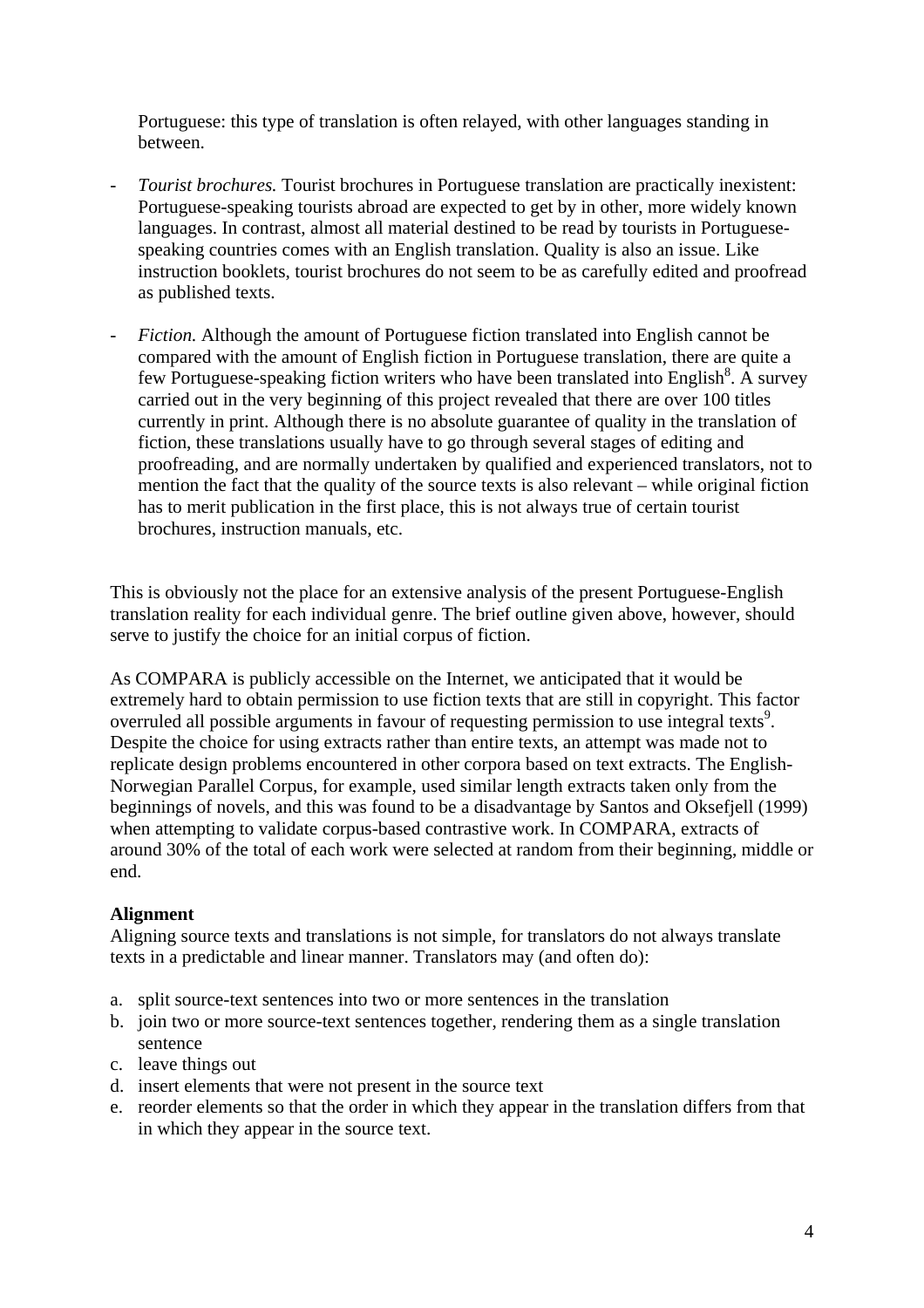Portuguese: this type of translation is often relayed, with other languages standing in between.

- *Tourist brochures.* Tourist brochures in Portuguese translation are practically inexistent: Portuguese-speaking tourists abroad are expected to get by in other, more widely known languages. In contrast, almost all material destined to be read by tourists in Portuguese-speaking countries comes with an English translation. Quality is also an issue. Like instruction booklets, tourist brochures do not seem to be as carefully edited and proofread as published texts.

- *Fiction.* Although the amount of Portuguese fiction translated into English cannot be compared with the amount of English fiction in Portuguese translation, there are quite a few Portuguese-speaking fiction writers who have been translated into English[8]. A survey carried out in the very beginning of this project revealed that there are over 100 titles currently in print. Although there is no absolute guarantee of quality in the translation of fiction, these translations usually have to go through several stages of editing and proofreading, and are normally undertaken by qualified and experienced translators, not to mention the fact that the quality of the source texts is also relevant – while original fiction has to merit publication in the first place, this is not always true of certain tourist brochures, instruction manuals, etc.

This is obviously not the place for an extensive analysis of the present Portuguese-English translation reality for each individual genre. The brief outline given above, however, should serve to justify the choice for an initial corpus of fiction.

As COMPARA is publicly accessible on the Internet, we anticipated that it would be extremely hard to obtain permission to use fiction texts that are still in copyright. This factor overruled all possible arguments in favour of requesting permission to use integral texts[9]. Despite the choice for using extracts rather than entire texts, an attempt was made not to replicate design problems encountered in other corpora based on text extracts. The English-Norwegian Parallel Corpus, for example, used similar length extracts taken only from the beginnings of novels, and this was found to be a disadvantage by Santos and Oksefjell (1999) when attempting to validate corpus-based contrastive work. In COMPARA, extracts of around 30% of the total of each work were selected at random from their beginning, middle or end.

**Alignment**

Aligning source texts and translations is not simple, for translators do not always translate texts in a predictable and linear manner. Translators may (and often do):

a. split source-text sentences into two or more sentences in the translation
b. join two or more source-text sentences together, rendering them as a single translation sentence
c. leave things out
d. insert elements that were not present in the source text
e. reorder elements so that the order in which they appear in the translation differs from that in which they appear in the source text.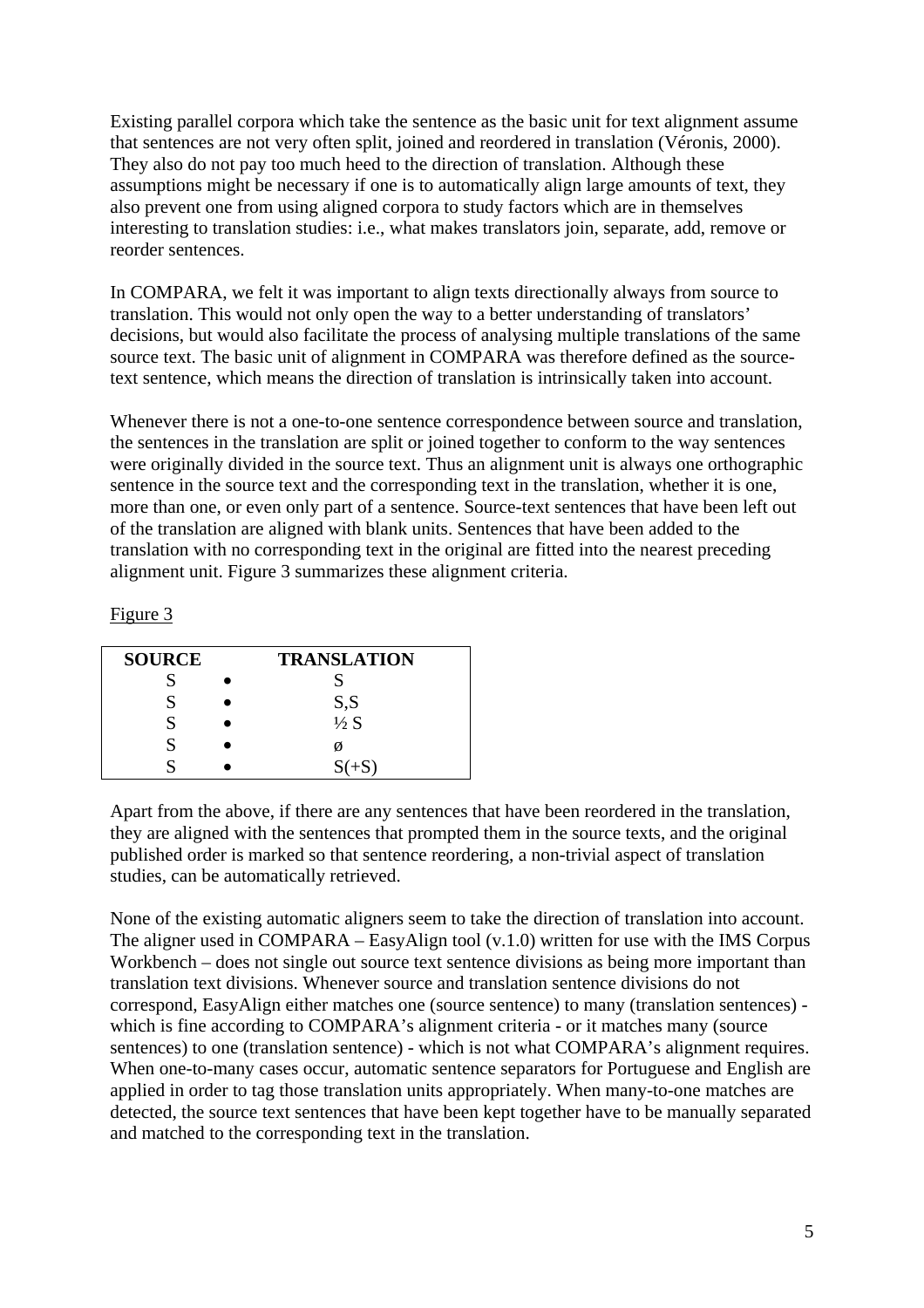Existing parallel corpora which take the sentence as the basic unit for text alignment assume that sentences are not very often split, joined and reordered in translation (Véronis, 2000). They also do not pay too much heed to the direction of translation. Although these assumptions might be necessary if one is to automatically align large amounts of text, they also prevent one from using aligned corpora to study factors which are in themselves interesting to translation studies: i.e., what makes translators join, separate, add, remove or reorder sentences.

In COMPARA, we felt it was important to align texts directionally always from source to translation. This would not only open the way to a better understanding of translators' decisions, but would also facilitate the process of analysing multiple translations of the same source text. The basic unit of alignment in COMPARA was therefore defined as the source-text sentence, which means the direction of translation is intrinsically taken into account.

Whenever there is not a one-to-one sentence correspondence between source and translation, the sentences in the translation are split or joined together to conform to the way sentences were originally divided in the source text. Thus an alignment unit is always one orthographic sentence in the source text and the corresponding text in the translation, whether it is one, more than one, or even only part of a sentence. Source-text sentences that have been left out of the translation are aligned with blank units. Sentences that have been added to the translation with no corresponding text in the original are fitted into the nearest preceding alignment unit. Figure 3 summarizes these alignment criteria.

Figure 3

| SOURCE | | TRANSLATION |
|---|---|---|
| S | • | S |
| S | • | S,S |
| S | • | ½ S |
| S | • | ø |
| S | • | S(+S) |

Apart from the above, if there are any sentences that have been reordered in the translation, they are aligned with the sentences that prompted them in the source texts, and the original published order is marked so that sentence reordering, a non-trivial aspect of translation studies, can be automatically retrieved.

None of the existing automatic aligners seem to take the direction of translation into account. The aligner used in COMPARA – EasyAlign tool (v.1.0) written for use with the IMS Corpus Workbench – does not single out source text sentence divisions as being more important than translation text divisions. Whenever source and translation sentence divisions do not correspond, EasyAlign either matches one (source sentence) to many (translation sentences) - which is fine according to COMPARA's alignment criteria - or it matches many (source sentences) to one (translation sentence) - which is not what COMPARA's alignment requires. When one-to-many cases occur, automatic sentence separators for Portuguese and English are applied in order to tag those translation units appropriately. When many-to-one matches are detected, the source text sentences that have been kept together have to be manually separated and matched to the corresponding text in the translation.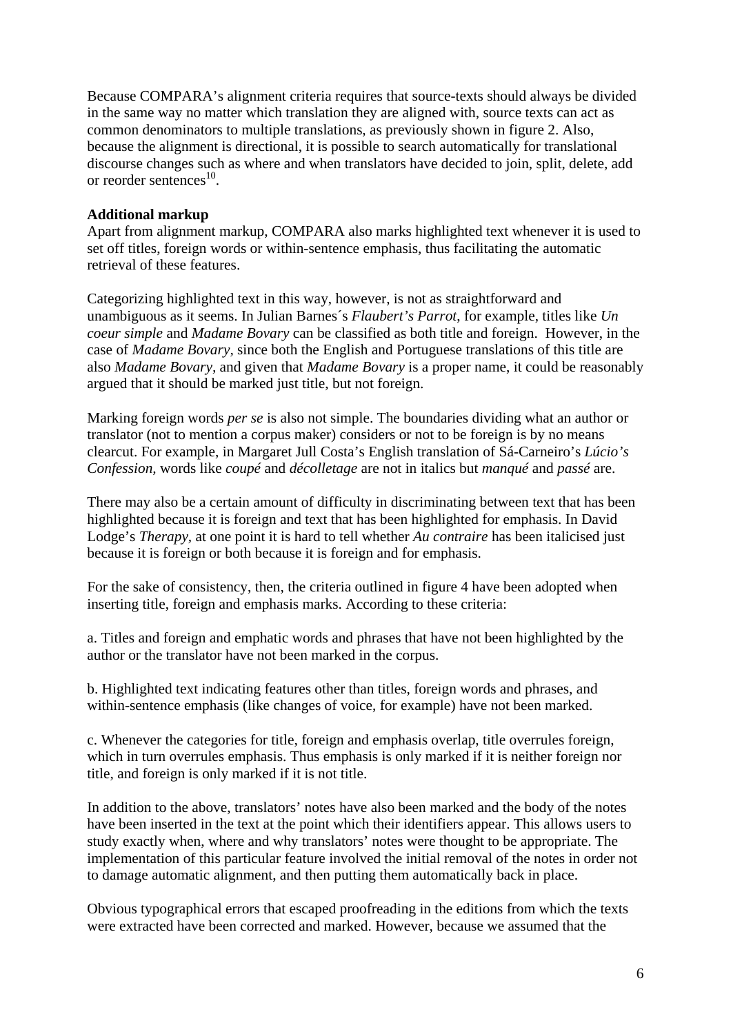Because COMPARA's alignment criteria requires that source-texts should always be divided in the same way no matter which translation they are aligned with, source texts can act as common denominators to multiple translations, as previously shown in figure 2. Also, because the alignment is directional, it is possible to search automatically for translational discourse changes such as where and when translators have decided to join, split, delete, add or reorder sentences[10].

**Additional markup**

Apart from alignment markup, COMPARA also marks highlighted text whenever it is used to set off titles, foreign words or within-sentence emphasis, thus facilitating the automatic retrieval of these features.

Categorizing highlighted text in this way, however, is not as straightforward and unambiguous as it seems. In Julian Barnes´s *Flaubert's Parrot*, for example, titles like *Un coeur simple* and *Madame Bovary* can be classified as both title and foreign. However, in the case of *Madame Bovary*, since both the English and Portuguese translations of this title are also *Madame Bovary,* and given that *Madame Bovary* is a proper name, it could be reasonably argued that it should be marked just title, but not foreign.

Marking foreign words *per se* is also not simple. The boundaries dividing what an author or translator (not to mention a corpus maker) considers or not to be foreign is by no means clearcut. For example, in Margaret Jull Costa's English translation of Sá-Carneiro's *Lúcio's Confession,* words like *coupé* and *décolletage* are not in italics but *manqué* and *passé* are.

There may also be a certain amount of difficulty in discriminating between text that has been highlighted because it is foreign and text that has been highlighted for emphasis. In David Lodge's *Therapy,* at one point it is hard to tell whether *Au contraire* has been italicised just because it is foreign or both because it is foreign and for emphasis.

For the sake of consistency, then, the criteria outlined in figure 4 have been adopted when inserting title, foreign and emphasis marks. According to these criteria:

a. Titles and foreign and emphatic words and phrases that have not been highlighted by the author or the translator have not been marked in the corpus.

b. Highlighted text indicating features other than titles, foreign words and phrases, and within-sentence emphasis (like changes of voice, for example) have not been marked.

c. Whenever the categories for title, foreign and emphasis overlap, title overrules foreign, which in turn overrules emphasis. Thus emphasis is only marked if it is neither foreign nor title, and foreign is only marked if it is not title.

In addition to the above, translators' notes have also been marked and the body of the notes have been inserted in the text at the point which their identifiers appear. This allows users to study exactly when, where and why translators' notes were thought to be appropriate. The implementation of this particular feature involved the initial removal of the notes in order not to damage automatic alignment, and then putting them automatically back in place.

Obvious typographical errors that escaped proofreading in the editions from which the texts were extracted have been corrected and marked. However, because we assumed that the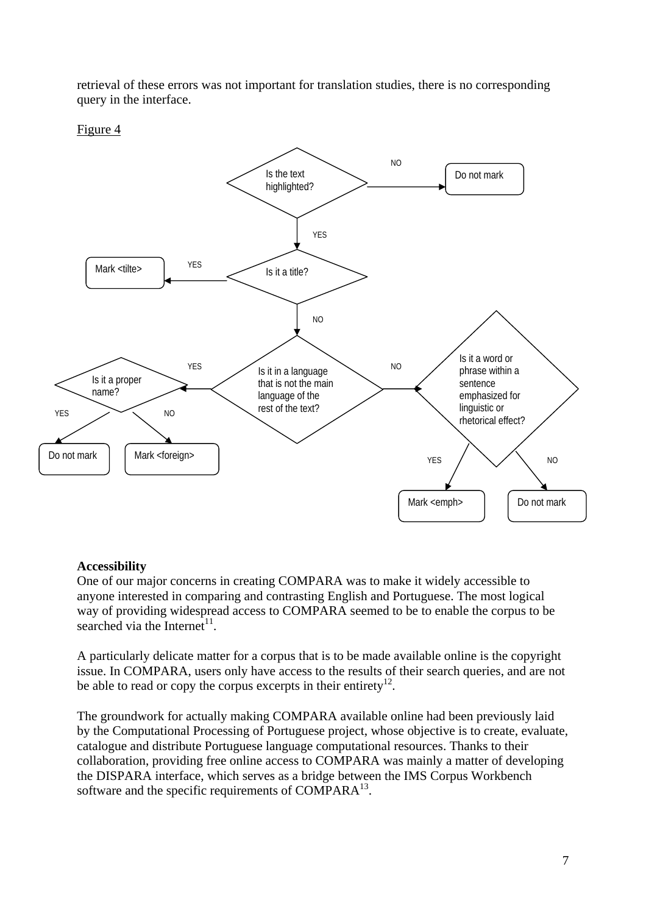retrieval of these errors was not important for translation studies, there is no corresponding query in the interface.

Figure 4

**Accessibility**
One of our major concerns in creating COMPARA was to make it widely accessible to anyone interested in comparing and contrasting English and Portuguese. The most logical way of providing widespread access to COMPARA seemed to be to enable the corpus to be searched via the Internet[11].

A particularly delicate matter for a corpus that is to be made available online is the copyright issue. In COMPARA, users only have access to the results of their search queries, and are not be able to read or copy the corpus excerpts in their entirety[12].

The groundwork for actually making COMPARA available online had been previously laid by the Computational Processing of Portuguese project, whose objective is to create, evaluate, catalogue and distribute Portuguese language computational resources. Thanks to their collaboration, providing free online access to COMPARA was mainly a matter of developing the DISPARA interface, which serves as a bridge between the IMS Corpus Workbench software and the specific requirements of COMPARA[13].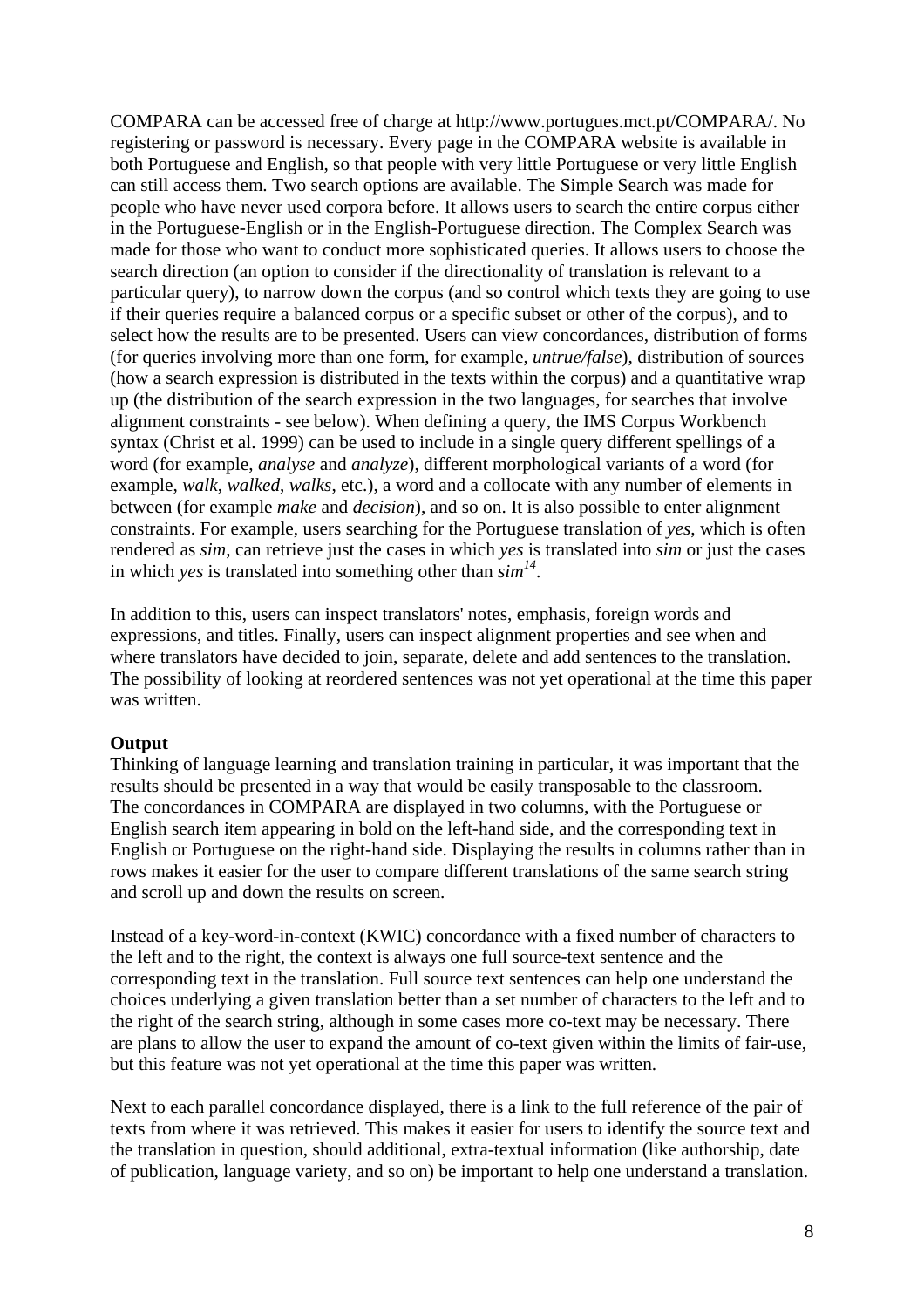COMPARA can be accessed free of charge at http://www.portugues.mct.pt/COMPARA/. No registering or password is necessary. Every page in the COMPARA website is available in both Portuguese and English, so that people with very little Portuguese or very little English can still access them. Two search options are available. The Simple Search was made for people who have never used corpora before. It allows users to search the entire corpus either in the Portuguese-English or in the English-Portuguese direction. The Complex Search was made for those who want to conduct more sophisticated queries. It allows users to choose the search direction (an option to consider if the directionality of translation is relevant to a particular query), to narrow down the corpus (and so control which texts they are going to use if their queries require a balanced corpus or a specific subset or other of the corpus), and to select how the results are to be presented. Users can view concordances, distribution of forms (for queries involving more than one form, for example, *untrue/false*), distribution of sources (how a search expression is distributed in the texts within the corpus) and a quantitative wrap up (the distribution of the search expression in the two languages, for searches that involve alignment constraints - see below). When defining a query, the IMS Corpus Workbench syntax (Christ et al. 1999) can be used to include in a single query different spellings of a word (for example, *analyse* and *analyze*), different morphological variants of a word (for example, *walk*, *walked*, *walks*, etc.), a word and a collocate with any number of elements in between (for example *make* and *decision*), and so on. It is also possible to enter alignment constraints. For example, users searching for the Portuguese translation of *yes*, which is often rendered as *sim*, can retrieve just the cases in which *yes* is translated into *sim* or just the cases in which *yes* is translated into something other than *sim*[14].

In addition to this, users can inspect translators' notes, emphasis, foreign words and expressions, and titles. Finally, users can inspect alignment properties and see when and where translators have decided to join, separate, delete and add sentences to the translation. The possibility of looking at reordered sentences was not yet operational at the time this paper was written.

**Output**

Thinking of language learning and translation training in particular, it was important that the results should be presented in a way that would be easily transposable to the classroom. The concordances in COMPARA are displayed in two columns, with the Portuguese or English search item appearing in bold on the left-hand side, and the corresponding text in English or Portuguese on the right-hand side. Displaying the results in columns rather than in rows makes it easier for the user to compare different translations of the same search string and scroll up and down the results on screen.

Instead of a key-word-in-context (KWIC) concordance with a fixed number of characters to the left and to the right, the context is always one full source-text sentence and the corresponding text in the translation. Full source text sentences can help one understand the choices underlying a given translation better than a set number of characters to the left and to the right of the search string, although in some cases more co-text may be necessary. There are plans to allow the user to expand the amount of co-text given within the limits of fair-use, but this feature was not yet operational at the time this paper was written.

Next to each parallel concordance displayed, there is a link to the full reference of the pair of texts from where it was retrieved. This makes it easier for users to identify the source text and the translation in question, should additional, extra-textual information (like authorship, date of publication, language variety, and so on) be important to help one understand a translation.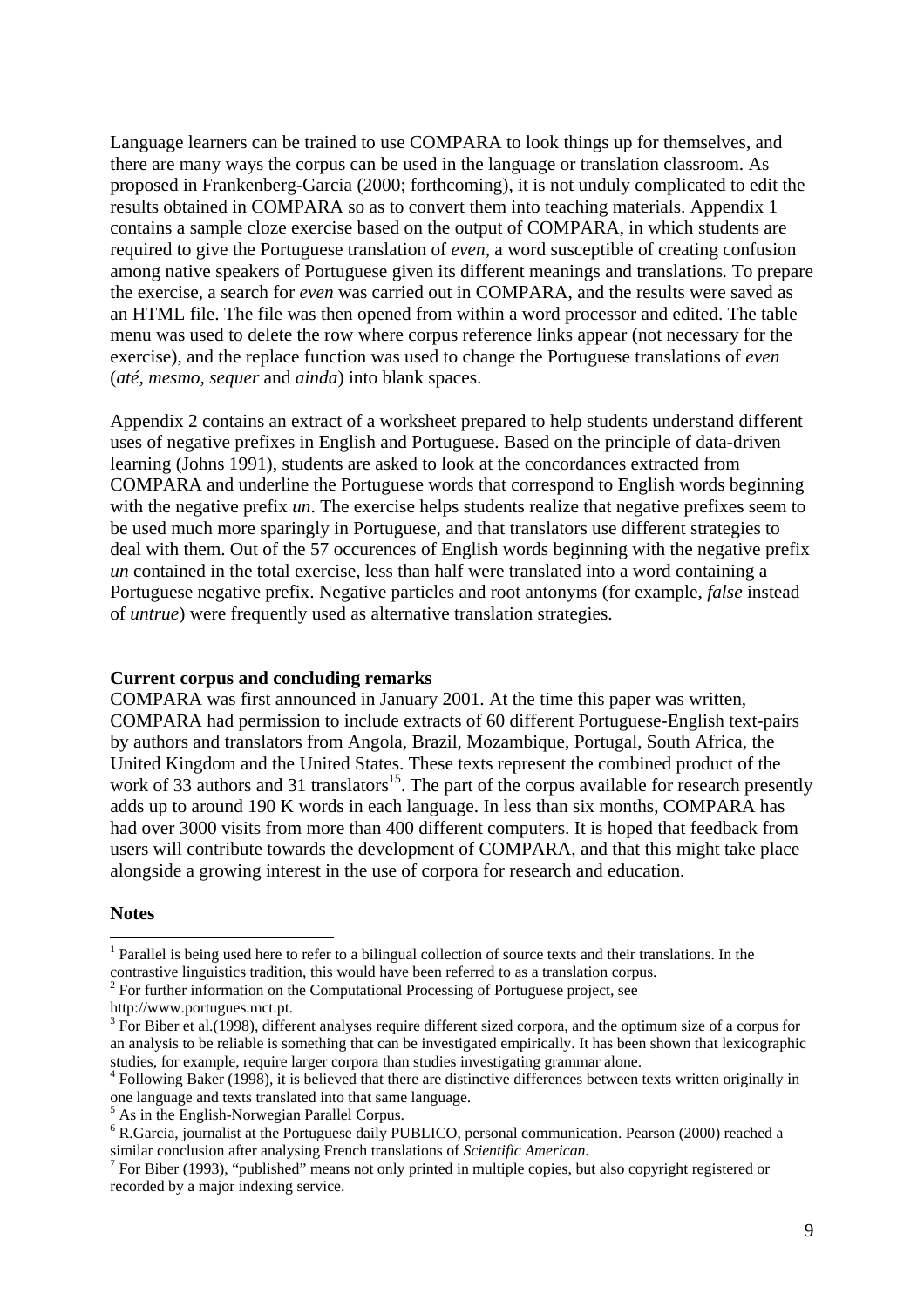Language learners can be trained to use COMPARA to look things up for themselves, and there are many ways the corpus can be used in the language or translation classroom. As proposed in Frankenberg-Garcia (2000; forthcoming), it is not unduly complicated to edit the results obtained in COMPARA so as to convert them into teaching materials. Appendix 1 contains a sample cloze exercise based on the output of COMPARA, in which students are required to give the Portuguese translation of *even*, a word susceptible of creating confusion among native speakers of Portuguese given its different meanings and translations. To prepare the exercise, a search for *even* was carried out in COMPARA, and the results were saved as an HTML file. The file was then opened from within a word processor and edited. The table menu was used to delete the row where corpus reference links appear (not necessary for the exercise), and the replace function was used to change the Portuguese translations of *even* (*até*, *mesmo*, *sequer* and *ainda*) into blank spaces.

Appendix 2 contains an extract of a worksheet prepared to help students understand different uses of negative prefixes in English and Portuguese. Based on the principle of data-driven learning (Johns 1991), students are asked to look at the concordances extracted from COMPARA and underline the Portuguese words that correspond to English words beginning with the negative prefix *un*. The exercise helps students realize that negative prefixes seem to be used much more sparingly in Portuguese, and that translators use different strategies to deal with them. Out of the 57 occurences of English words beginning with the negative prefix *un* contained in the total exercise, less than half were translated into a word containing a Portuguese negative prefix. Negative particles and root antonyms (for example, *false* instead of *untrue*) were frequently used as alternative translation strategies.

**Current corpus and concluding remarks**

COMPARA was first announced in January 2001. At the time this paper was written, COMPARA had permission to include extracts of 60 different Portuguese-English text-pairs by authors and translators from Angola, Brazil, Mozambique, Portugal, South Africa, the United Kingdom and the United States. These texts represent the combined product of the work of 33 authors and 31 translators[15]. The part of the corpus available for research presently adds up to around 190 K words in each language. In less than six months, COMPARA has had over 3000 visits from more than 400 different computers. It is hoped that feedback from users will contribute towards the development of COMPARA, and that this might take place alongside a growing interest in the use of corpora for research and education.

**Notes**

[1] Parallel is being used here to refer to a bilingual collection of source texts and their translations. In the contrastive linguistics tradition, this would have been referred to as a translation corpus.

[2] For further information on the Computational Processing of Portuguese project, see http://www.portugues.mct.pt.

[3] For Biber et al.(1998), different analyses require different sized corpora, and the optimum size of a corpus for an analysis to be reliable is something that can be investigated empirically. It has been shown that lexicographic studies, for example, require larger corpora than studies investigating grammar alone.

[4] Following Baker (1998), it is believed that there are distinctive differences between texts written originally in one language and texts translated into that same language.

[5] As in the English-Norwegian Parallel Corpus.

[6] R.Garcia, journalist at the Portuguese daily PUBLICO, personal communication. Pearson (2000) reached a similar conclusion after analysing French translations of *Scientific American.*

[7] For Biber (1993), "published" means not only printed in multiple copies, but also copyright registered or recorded by a major indexing service.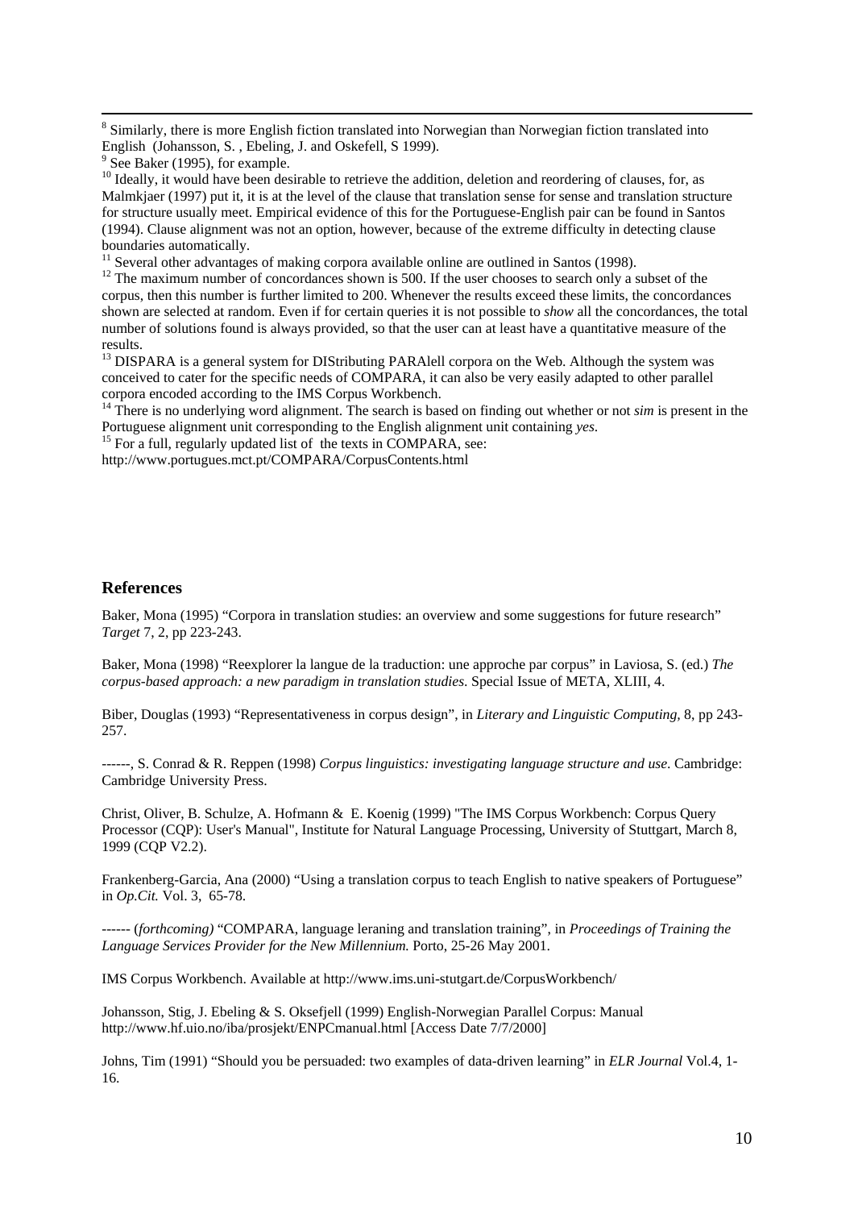[8] Similarly, there is more English fiction translated into Norwegian than Norwegian fiction translated into English (Johansson, S. , Ebeling, J. and Oskefell, S 1999).

[9] See Baker (1995), for example.

[10] Ideally, it would have been desirable to retrieve the addition, deletion and reordering of clauses, for, as Malmkjaer (1997) put it, it is at the level of the clause that translation sense for sense and translation structure for structure usually meet. Empirical evidence of this for the Portuguese-English pair can be found in Santos (1994). Clause alignment was not an option, however, because of the extreme difficulty in detecting clause boundaries automatically.

[11] Several other advantages of making corpora available online are outlined in Santos (1998).

[12] The maximum number of concordances shown is 500. If the user chooses to search only a subset of the corpus, then this number is further limited to 200. Whenever the results exceed these limits, the concordances shown are selected at random. Even if for certain queries it is not possible to *show* all the concordances, the total number of solutions found is always provided, so that the user can at least have a quantitative measure of the results.

[13] DISPARA is a general system for DIStributing PARAlell corpora on the Web. Although the system was conceived to cater for the specific needs of COMPARA, it can also be very easily adapted to other parallel corpora encoded according to the IMS Corpus Workbench.

[14] There is no underlying word alignment. The search is based on finding out whether or not *sim* is present in the Portuguese alignment unit corresponding to the English alignment unit containing *yes*.

[15] For a full, regularly updated list of the texts in COMPARA, see: http://www.portugues.mct.pt/COMPARA/CorpusContents.html

## References

Baker, Mona (1995) "Corpora in translation studies: an overview and some suggestions for future research" *Target* 7, 2, pp 223-243.

Baker, Mona (1998) "Reexplorer la langue de la traduction: une approche par corpus" in Laviosa, S. (ed.) *The corpus-based approach: a new paradigm in translation studies*. Special Issue of META, XLIII, 4.

Biber, Douglas (1993) "Representativeness in corpus design", in *Literary and Linguistic Computing*, 8, pp 243-257.

------, S. Conrad & R. Reppen (1998) *Corpus linguistics: investigating language structure and use*. Cambridge: Cambridge University Press.

Christ, Oliver, B. Schulze, A. Hofmann & E. Koenig (1999) "The IMS Corpus Workbench: Corpus Query Processor (CQP): User's Manual", Institute for Natural Language Processing, University of Stuttgart, March 8, 1999 (CQP V2.2).

Frankenberg-Garcia, Ana (2000) "Using a translation corpus to teach English to native speakers of Portuguese" in *Op.Cit.* Vol. 3, 65-78.

------ (*forthcoming)* "COMPARA, language leraning and translation training", in *Proceedings of Training the Language Services Provider for the New Millennium.* Porto, 25-26 May 2001.

IMS Corpus Workbench. Available at http://www.ims.uni-stuttgart.de/CorpusWorkbench/

Johansson, Stig, J. Ebeling & S. Oksefjell (1999) English-Norwegian Parallel Corpus: Manual http://www.hf.uio.no/iba/prosjekt/ENPCmanual.html [Access Date 7/7/2000]

Johns, Tim (1991) "Should you be persuaded: two examples of data-driven learning" in *ELR Journal* Vol.4, 1-16.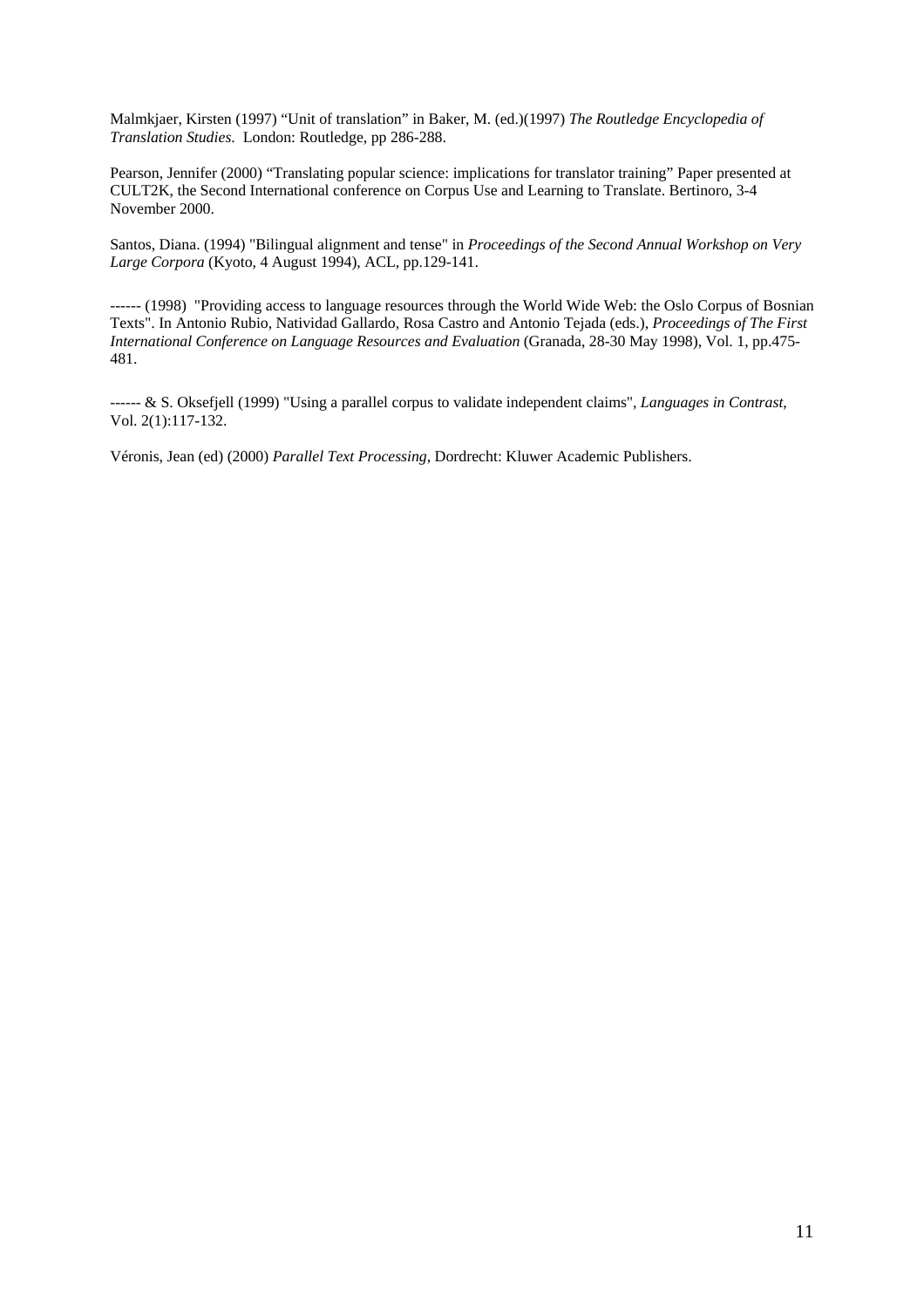Malmkjaer, Kirsten (1997) “Unit of translation” in Baker, M. (ed.)(1997) *The Routledge Encyclopedia of Translation Studies*. London: Routledge, pp 286-288.

Pearson, Jennifer (2000) “Translating popular science: implications for translator training” Paper presented at CULT2K, the Second International conference on Corpus Use and Learning to Translate. Bertinoro, 3-4 November 2000.

Santos, Diana. (1994) "Bilingual alignment and tense" in *Proceedings of the Second Annual Workshop on Very Large Corpora* (Kyoto, 4 August 1994), ACL, pp.129-141.

------ (1998) "Providing access to language resources through the World Wide Web: the Oslo Corpus of Bosnian Texts". In Antonio Rubio, Natividad Gallardo, Rosa Castro and Antonio Tejada (eds.), *Proceedings of The First International Conference on Language Resources and Evaluation* (Granada, 28-30 May 1998), Vol. 1, pp.475-481.

------ & S. Oksefjell (1999) "Using a parallel corpus to validate independent claims", *Languages in Contrast*, Vol. 2(1):117-132.

Véronis, Jean (ed) (2000) *Parallel Text Processing*, Dordrecht: Kluwer Academic Publishers.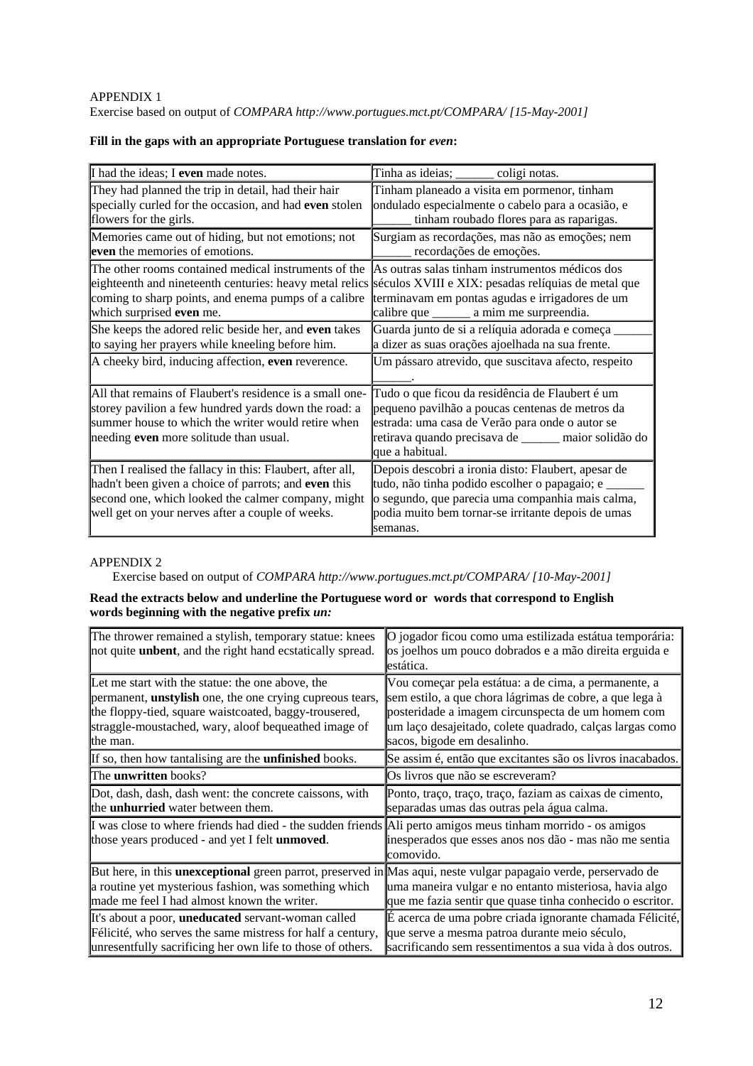APPENDIX 1

Exercise based on output of *COMPARA http://www.portugues.mct.pt/COMPARA/ [15-May-2001]*

**Fill in the gaps with an appropriate Portuguese translation for *even*:**

| | |
|---|---|
| I had the ideas; I **even** made notes. | Tinha as ideias; ______ coligi notas. |
| They had planned the trip in detail, had their hair specially curled for the occasion, and had **even** stolen flowers for the girls. | Tinham planeado a visita em pormenor, tinham ondulado especialmente o cabelo para a ocasião, e ______ tinham roubado flores para as raparigas. |
| Memories came out of hiding, but not emotions; not **even** the memories of emotions. | Surgiam as recordações, mas não as emoções; nem ______ recordações de emoções. |
| The other rooms contained medical instruments of the eighteenth and nineteenth centuries: heavy metal relics coming to sharp points, and enema pumps of a calibre which surprised **even** me. | As outras salas tinham instrumentos médicos dos séculos XVIII e XIX: pesadas relíquias de metal que terminavam em pontas agudas e irrigadores de um calibre que ______ a mim me surpreendia. |
| She keeps the adored relic beside her, and **even** takes to saying her prayers while kneeling before him. | Guarda junto de si a relíquia adorada e começa ______ a dizer as suas orações ajoelhada na sua frente. |
| A cheeky bird, inducing affection, **even** reverence. | Um pássaro atrevido, que suscitava afecto, respeito ______. |
| All that remains of Flaubert's residence is a small one-storey pavilion a few hundred yards down the road: a summer house to which the writer would retire when needing **even** more solitude than usual. | Tudo o que ficou da residência de Flaubert é um pequeno pavilhão a poucas centenas de metros da estrada: uma casa de Verão para onde o autor se retirava quando precisava de ______ maior solidão do que a habitual. |
| Then I realised the fallacy in this: Flaubert, after all, hadn't been given a choice of parrots; and **even** this second one, which looked the calmer company, might well get on your nerves after a couple of weeks. | Depois descobri a ironia disto: Flaubert, apesar de tudo, não tinha podido escolher o papagaio; e ______ o segundo, que parecia uma companhia mais calma, podia muito bem tornar-se irritante depois de umas semanas. |

APPENDIX 2

Exercise based on output of *COMPARA http://www.portugues.mct.pt/COMPARA/ [10-May-2001]*

**Read the extracts below and underline the Portuguese word or words that correspond to English words beginning with the negative prefix *un:***

| | |
|---|---|
| The thrower remained a stylish, temporary statue: knees not quite **unbent**, and the right hand ecstatically spread. | O jogador ficou como uma estilizada estátua temporária: os joelhos um pouco dobrados e a mão direita erguida e estática. |
| Let me start with the statue: the one above, the permanent, **unstylish** one, the one crying cupreous tears, the floppy-tied, square waistcoated, baggy-trousered, straggle-moustached, wary, aloof bequeathed image of the man. | Vou começar pela estátua: a de cima, a permanente, a sem estilo, a que chora lágrimas de cobre, a que lega à posteridade a imagem circunspecta de um homem com um laço desajeitado, colete quadrado, calças largas como sacos, bigode em desalinho. |
| If so, then how tantalising are the **unfinished** books. | Se assim é, então que excitantes são os livros inacabados. |
| The **unwritten** books? | Os livros que não se escreveram? |
| Dot, dash, dash, dash went: the concrete caissons, with the **unhurried** water between them. | Ponto, traço, traço, traço, faziam as caixas de cimento, separadas umas das outras pela água calma. |
| I was close to where friends had died - the sudden friends those years produced - and yet I felt **unmoved**. | Ali perto amigos meus tinham morrido - os amigos inesperados que esses anos nos dão - mas não me sentia comovido. |
| But here, in this **unexceptional** green parrot, preserved in a routine yet mysterious fashion, was something which made me feel I had almost known the writer. | Mas aqui, neste vulgar papagaio verde, perservado de uma maneira vulgar e no entanto misteriosa, havia algo que me fazia sentir que quase tinha conhecido o escritor. |
| It's about a poor, **uneducated** servant-woman called Félicité, who serves the same mistress for half a century, unresentfully sacrificing her own life to those of others. | É acerca de uma pobre criada ignorante chamada Félicité, que serve a mesma patroa durante meio século, sacrificando sem ressentimentos a sua vida à dos outros. |